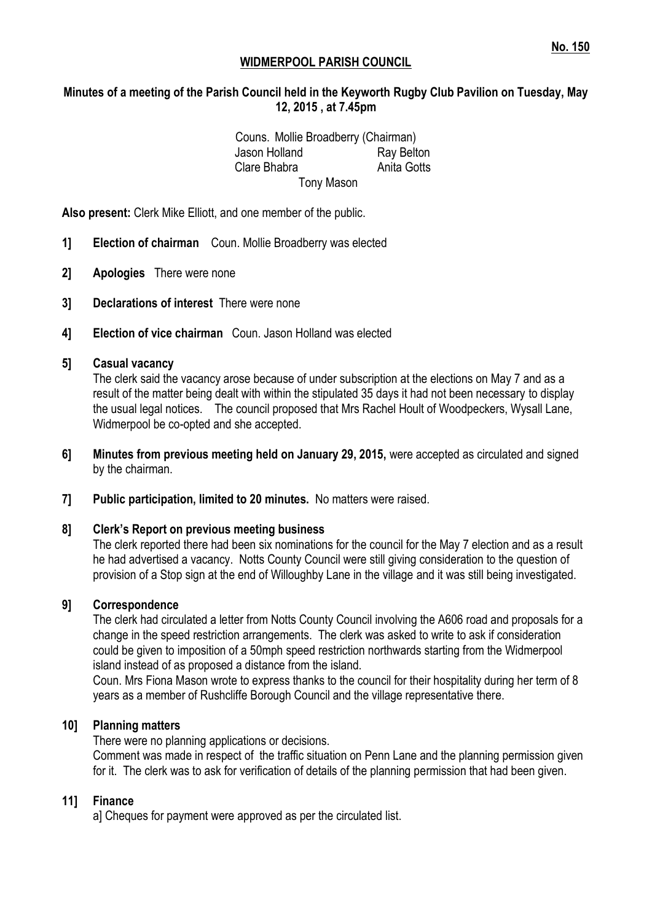**No. 150**

# WIDMERPOOL PARISH COUNCIL

## Minutes of a meeting of the Parish Council held in the Keyworth Rugby Club Pavilion on Tuesday, May 12, 2015 , at 7.45pm

Couns. Mollie Broadberry (Chairman)
Jason Holland Ray Belton
Clare Bhabra Anita Gotts
Tony Mason

**Also present:** Clerk Mike Elliott, and one member of the public.

**1] Election of chairman** Coun. Mollie Broadberry was elected

**2] Apologies** There were none

**3] Declarations of interest** There were none

**4] Election of vice chairman** Coun. Jason Holland was elected

**5] Casual vacancy**

The clerk said the vacancy arose because of under subscription at the elections on May 7 and as a result of the matter being dealt with within the stipulated 35 days it had not been necessary to display the usual legal notices. The council proposed that Mrs Rachel Hoult of Woodpeckers, Wysall Lane, Widmerpool be co-opted and she accepted.

**6] Minutes from previous meeting held on January 29, 2015,** were accepted as circulated and signed by the chairman.

**7] Public participation, limited to 20 minutes.** No matters were raised.

**8] Clerk's Report on previous meeting business**

The clerk reported there had been six nominations for the council for the May 7 election and as a result he had advertised a vacancy. Notts County Council were still giving consideration to the question of provision of a Stop sign at the end of Willoughby Lane in the village and it was still being investigated.

**9] Correspondence**

The clerk had circulated a letter from Notts County Council involving the A606 road and proposals for a change in the speed restriction arrangements. The clerk was asked to write to ask if consideration could be given to imposition of a 50mph speed restriction northwards starting from the Widmerpool island instead of as proposed a distance from the island.

Coun. Mrs Fiona Mason wrote to express thanks to the council for their hospitality during her term of 8 years as a member of Rushcliffe Borough Council and the village representative there.

**10] Planning matters**

There were no planning applications or decisions.

Comment was made in respect of the traffic situation on Penn Lane and the planning permission given for it. The clerk was to ask for verification of details of the planning permission that had been given.

**11] Finance**

a] Cheques for payment were approved as per the circulated list.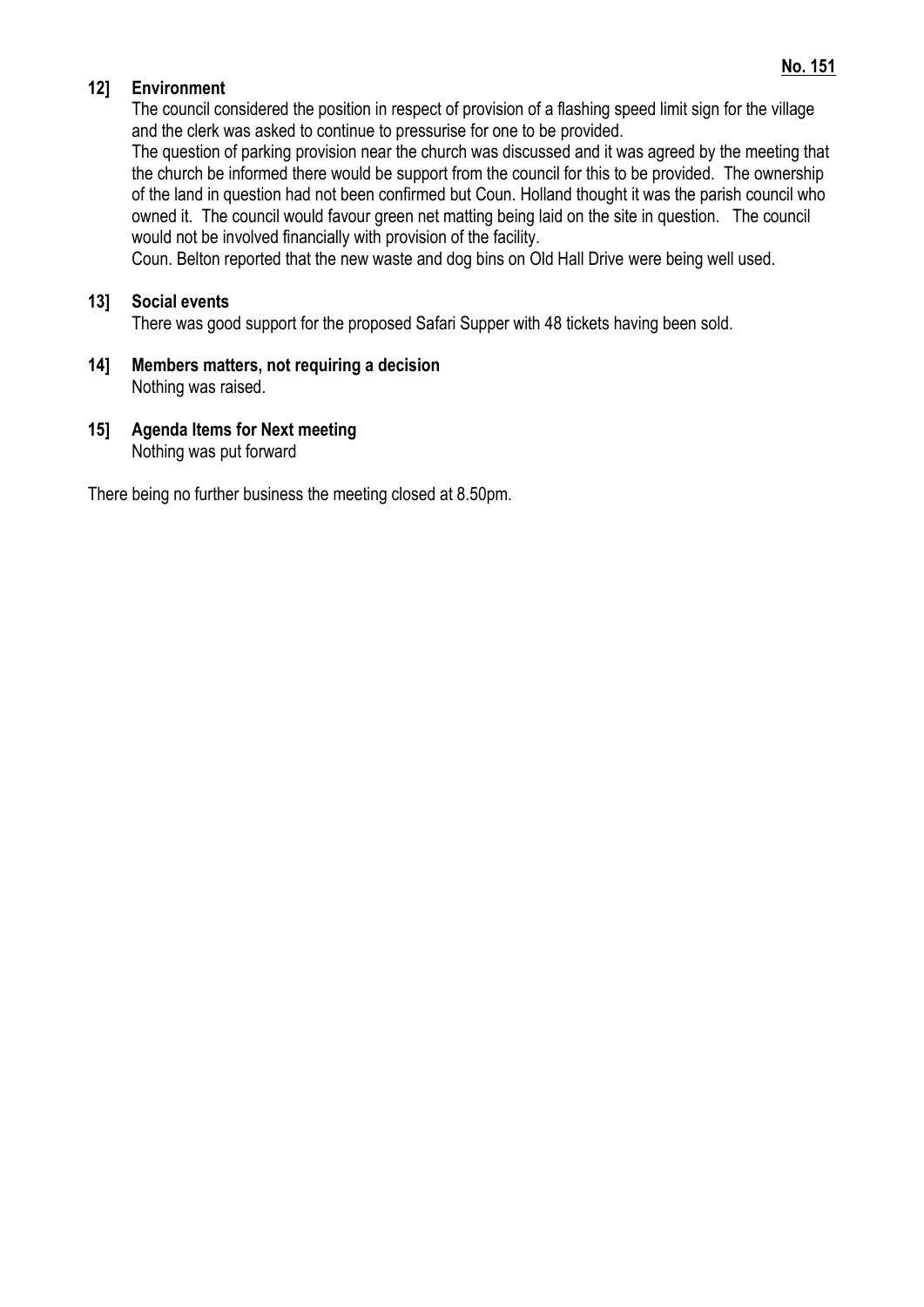**No. 151**

**12] Environment**

The council considered the position in respect of provision of a flashing speed limit sign for the village and the clerk was asked to continue to pressurise for one to be provided.

The question of parking provision near the church was discussed and it was agreed by the meeting that the church be informed there would be support from the council for this to be provided. The ownership of the land in question had not been confirmed but Coun. Holland thought it was the parish council who owned it. The council would favour green net matting being laid on the site in question. The council would not be involved financially with provision of the facility.

Coun. Belton reported that the new waste and dog bins on Old Hall Drive were being well used.

**13] Social events**

There was good support for the proposed Safari Supper with 48 tickets having been sold.

**14] Members matters, not requiring a decision**

Nothing was raised.

**15] Agenda Items for Next meeting**

Nothing was put forward

There being no further business the meeting closed at 8.50pm.